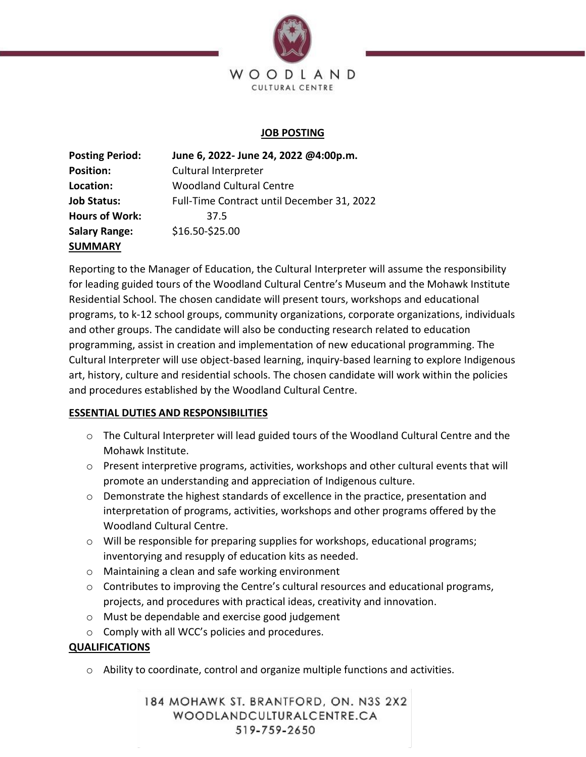# WOODLAND

CULTURAL CENTRE

## JOB POSTING

**Posting Period:** **June 6, 2022- June 24, 2022 @4:00p.m.**
**Position:** Cultural Interpreter
**Location:** Woodland Cultural Centre
**Job Status:** Full-Time Contract until December 31, 2022
**Hours of Work:** 37.5
**Salary Range:** $16.50-$25.00

## SUMMARY

Reporting to the Manager of Education, the Cultural Interpreter will assume the responsibility for leading guided tours of the Woodland Cultural Centre's Museum and the Mohawk Institute Residential School. The chosen candidate will present tours, workshops and educational programs, to k-12 school groups, community organizations, corporate organizations, individuals and other groups. The candidate will also be conducting research related to education programming, assist in creation and implementation of new educational programming. The Cultural Interpreter will use object-based learning, inquiry-based learning to explore Indigenous art, history, culture and residential schools. The chosen candidate will work within the policies and procedures established by the Woodland Cultural Centre.

## ESSENTIAL DUTIES AND RESPONSIBILITIES

- The Cultural Interpreter will lead guided tours of the Woodland Cultural Centre and the Mohawk Institute.
- Present interpretive programs, activities, workshops and other cultural events that will promote an understanding and appreciation of Indigenous culture.
- Demonstrate the highest standards of excellence in the practice, presentation and interpretation of programs, activities, workshops and other programs offered by the Woodland Cultural Centre.
- Will be responsible for preparing supplies for workshops, educational programs; inventorying and resupply of education kits as needed.
- Maintaining a clean and safe working environment
- Contributes to improving the Centre's cultural resources and educational programs, projects, and procedures with practical ideas, creativity and innovation.
- Must be dependable and exercise good judgement
- Comply with all WCC's policies and procedures.

## QUALIFICATIONS

- Ability to coordinate, control and organize multiple functions and activities.

184 MOHAWK ST. BRANTFORD, ON. N3S 2X2
WOODLANDCULTURALCENTRE.CA
519-759-2650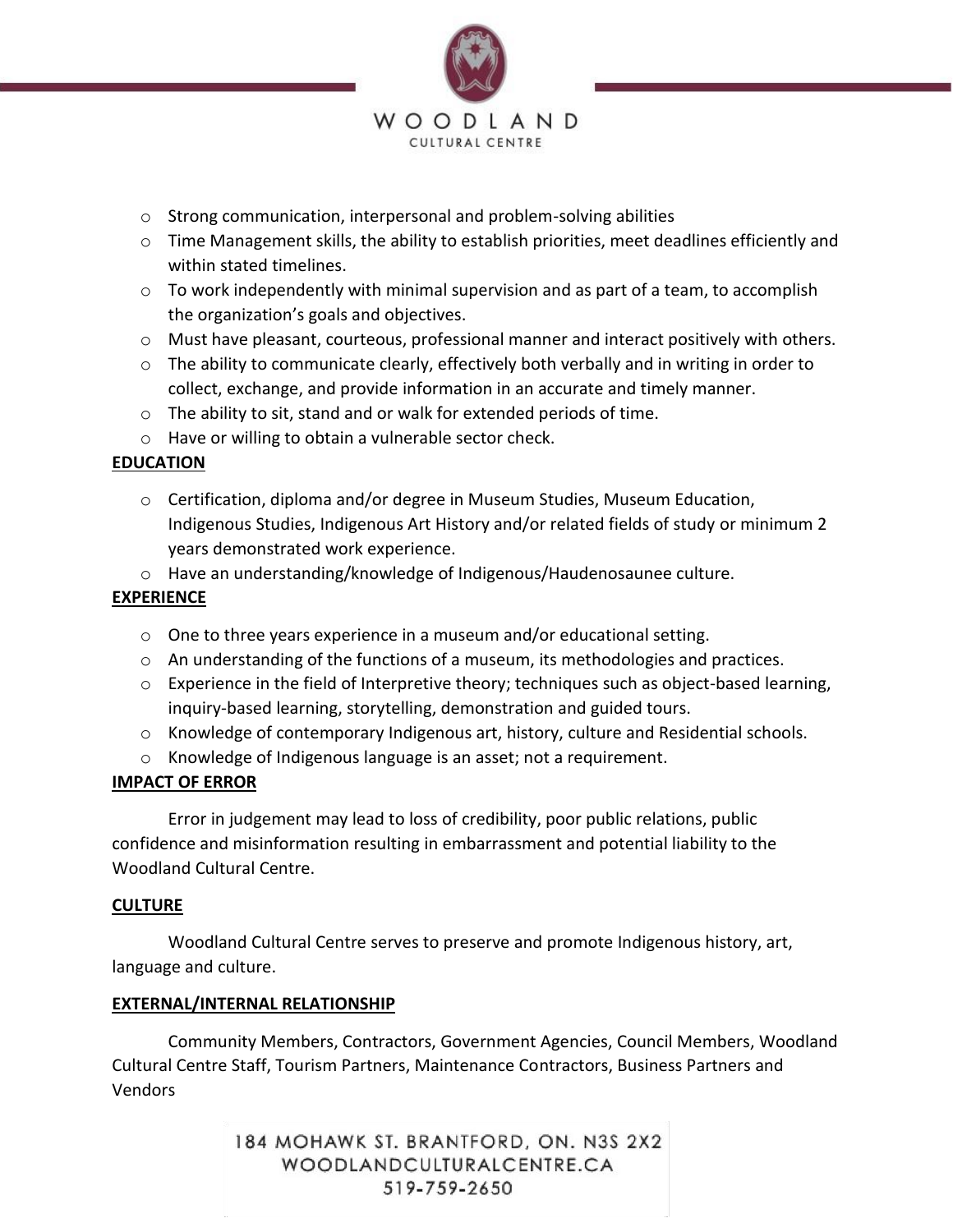- Strong communication, interpersonal and problem-solving abilities
- Time Management skills, the ability to establish priorities, meet deadlines efficiently and within stated timelines.
- To work independently with minimal supervision and as part of a team, to accomplish the organization's goals and objectives.
- Must have pleasant, courteous, professional manner and interact positively with others.
- The ability to communicate clearly, effectively both verbally and in writing in order to collect, exchange, and provide information in an accurate and timely manner.
- The ability to sit, stand and or walk for extended periods of time.
- Have or willing to obtain a vulnerable sector check.

**EDUCATION**

- Certification, diploma and/or degree in Museum Studies, Museum Education, Indigenous Studies, Indigenous Art History and/or related fields of study or minimum 2 years demonstrated work experience.
- Have an understanding/knowledge of Indigenous/Haudenosaunee culture.

**EXPERIENCE**

- One to three years experience in a museum and/or educational setting.
- An understanding of the functions of a museum, its methodologies and practices.
- Experience in the field of Interpretive theory; techniques such as object-based learning, inquiry-based learning, storytelling, demonstration and guided tours.
- Knowledge of contemporary Indigenous art, history, culture and Residential schools.
- Knowledge of Indigenous language is an asset; not a requirement.

**IMPACT OF ERROR**

Error in judgement may lead to loss of credibility, poor public relations, public confidence and misinformation resulting in embarrassment and potential liability to the Woodland Cultural Centre.

**CULTURE**

Woodland Cultural Centre serves to preserve and promote Indigenous history, art, language and culture.

**EXTERNAL/INTERNAL RELATIONSHIP**

Community Members, Contractors, Government Agencies, Council Members, Woodland Cultural Centre Staff, Tourism Partners, Maintenance Contractors, Business Partners and Vendors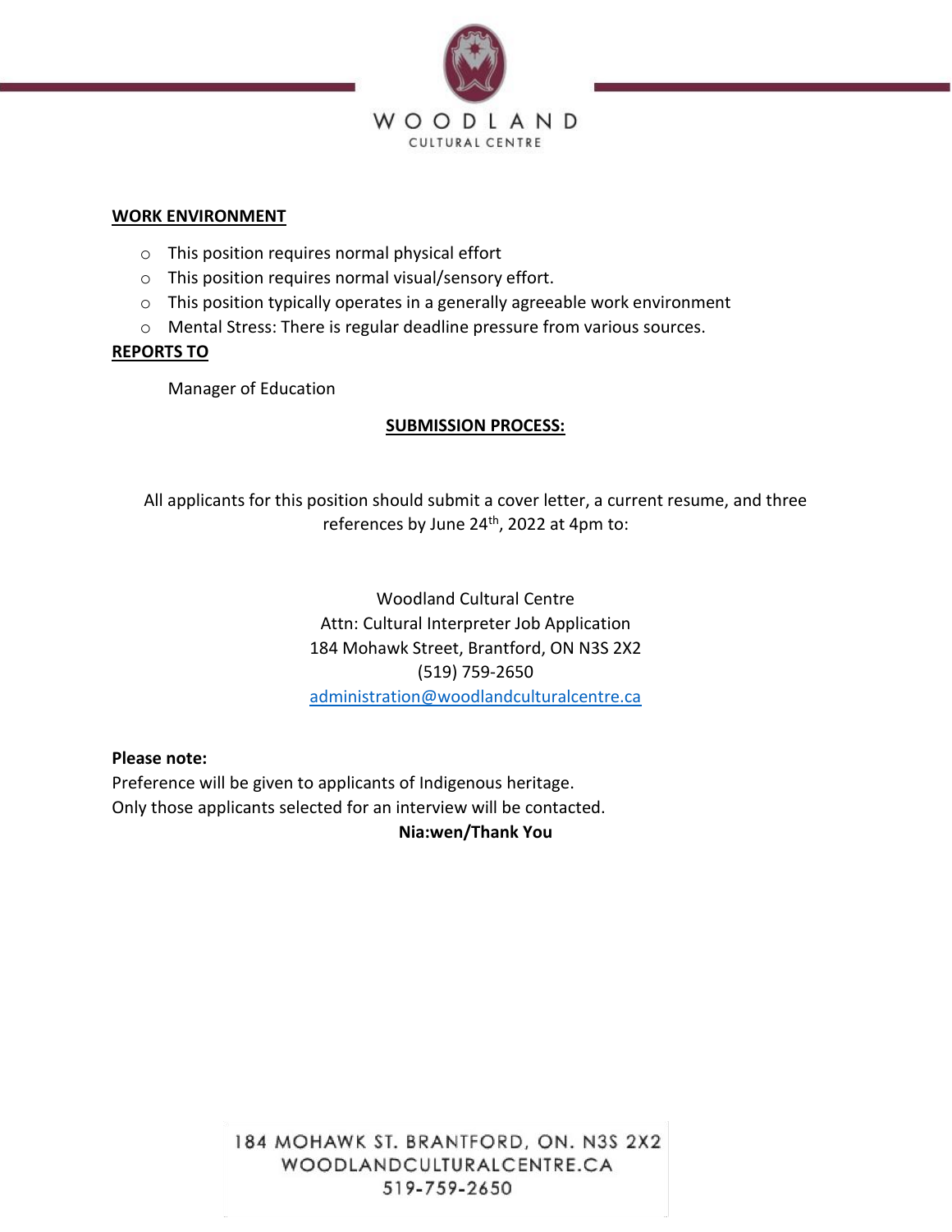## WORK ENVIRONMENT

- This position requires normal physical effort
- This position requires normal visual/sensory effort.
- This position typically operates in a generally agreeable work environment
- Mental Stress: There is regular deadline pressure from various sources.

## REPORTS TO

Manager of Education

## SUBMISSION PROCESS:

All applicants for this position should submit a cover letter, a current resume, and three references by June 24th, 2022 at 4pm to:

Woodland Cultural Centre
Attn: Cultural Interpreter Job Application
184 Mohawk Street, Brantford, ON N3S 2X2
(519) 759-2650
administration@woodlandculturalcentre.ca

**Please note:**
Preference will be given to applicants of Indigenous heritage.
Only those applicants selected for an interview will be contacted.

**Nia:wen/Thank You**